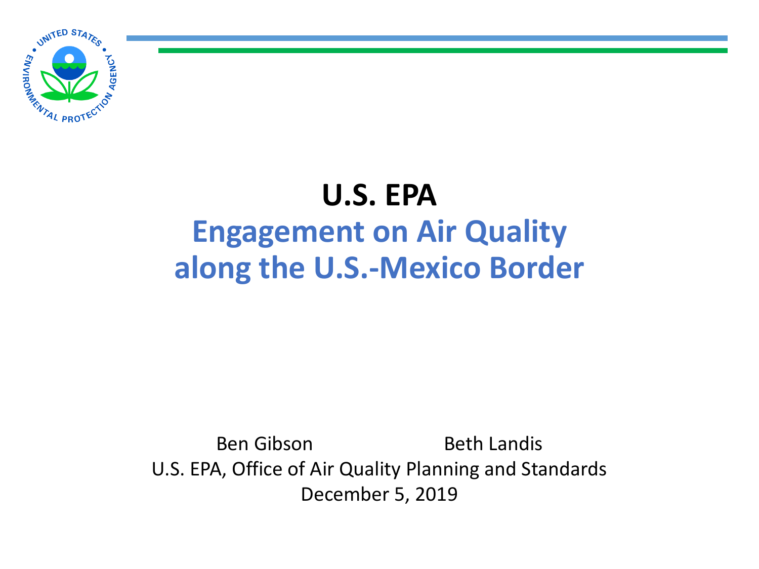# U.S. EPA

## Engagement on Air Quality along the U.S.-Mexico Border

Ben Gibson Beth Landis

U.S. EPA, Office of Air Quality Planning and Standards

December 5, 2019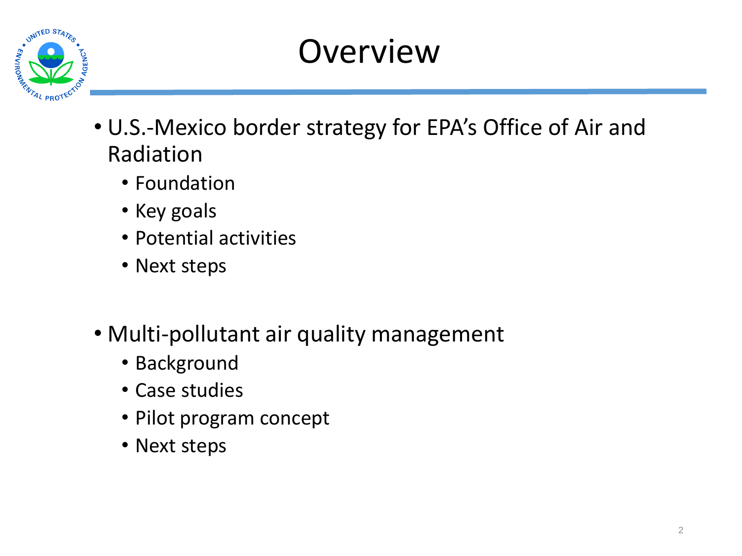# Overview

- U.S.-Mexico border strategy for EPA's Office of Air and Radiation
  - Foundation
  - Key goals
  - Potential activities
  - Next steps

- Multi-pollutant air quality management
  - Background
  - Case studies
  - Pilot program concept
  - Next steps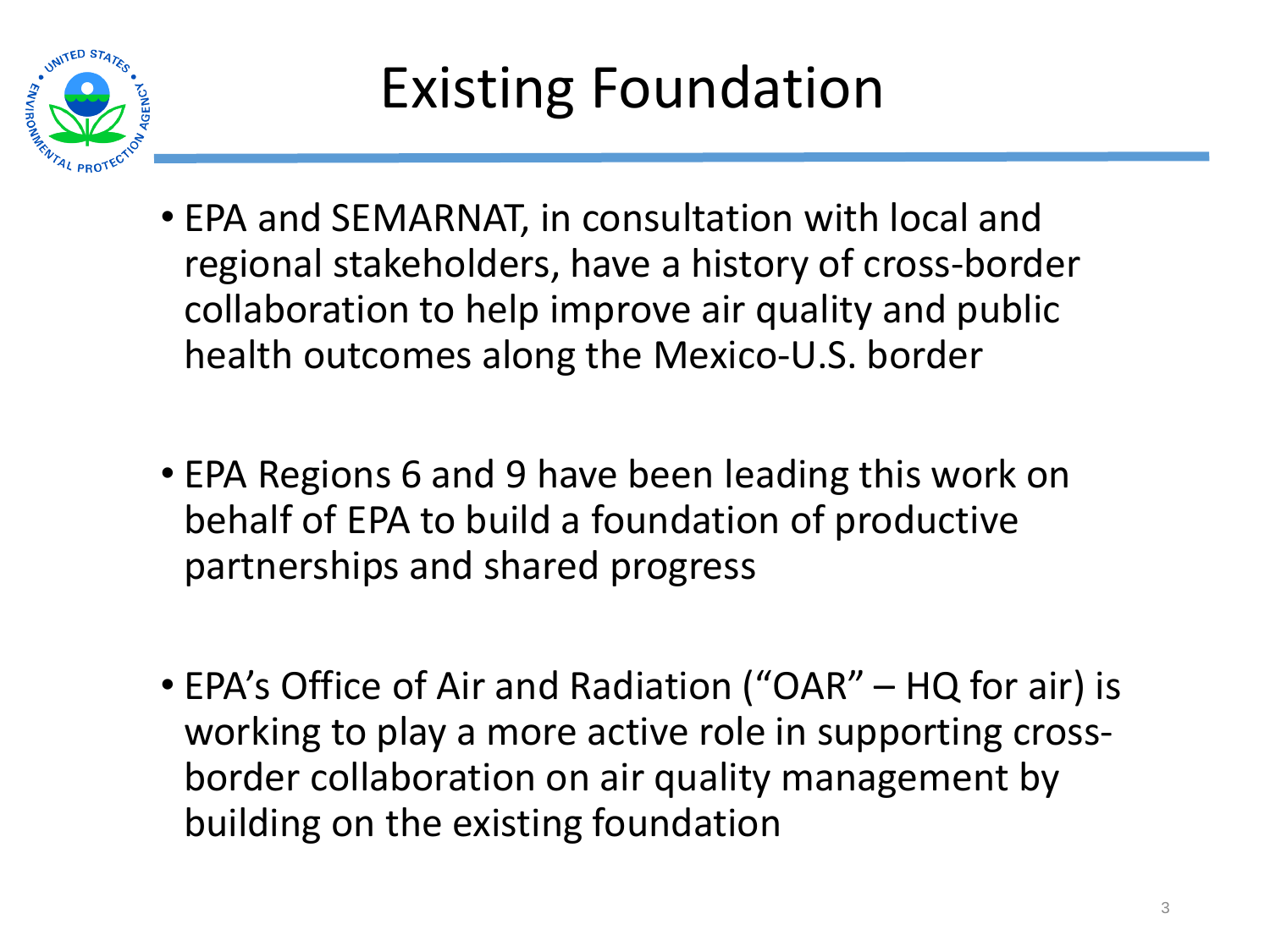# Existing Foundation

- EPA and SEMARNAT, in consultation with local and regional stakeholders, have a history of cross-border collaboration to help improve air quality and public health outcomes along the Mexico-U.S. border

- EPA Regions 6 and 9 have been leading this work on behalf of EPA to build a foundation of productive partnerships and shared progress

- EPA's Office of Air and Radiation ("OAR" – HQ for air) is working to play a more active role in supporting cross-border collaboration on air quality management by building on the existing foundation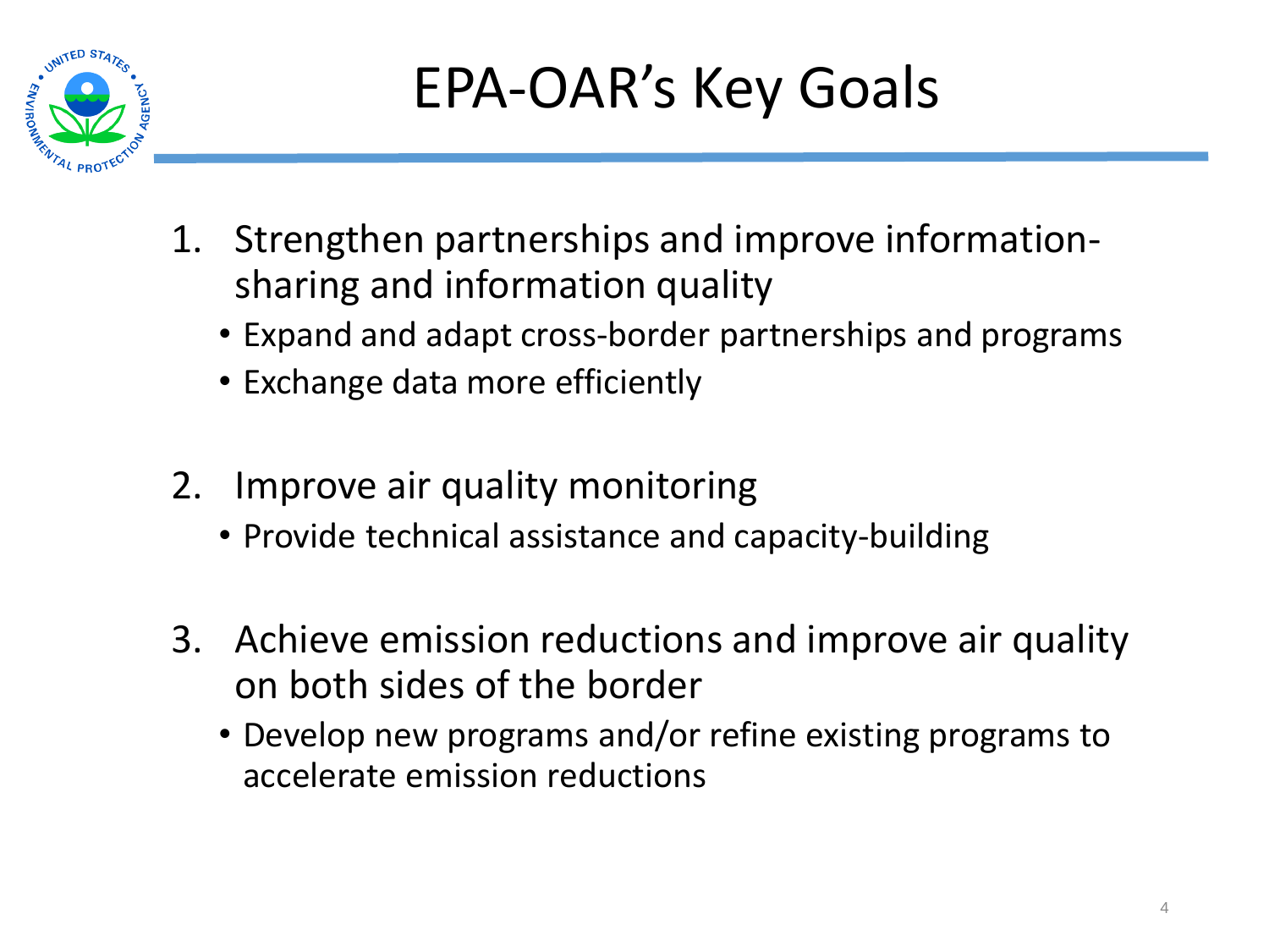# EPA-OAR's Key Goals

1. Strengthen partnerships and improve information-sharing and information quality
   - Expand and adapt cross-border partnerships and programs
   - Exchange data more efficiently

2. Improve air quality monitoring
   - Provide technical assistance and capacity-building

3. Achieve emission reductions and improve air quality on both sides of the border
   - Develop new programs and/or refine existing programs to accelerate emission reductions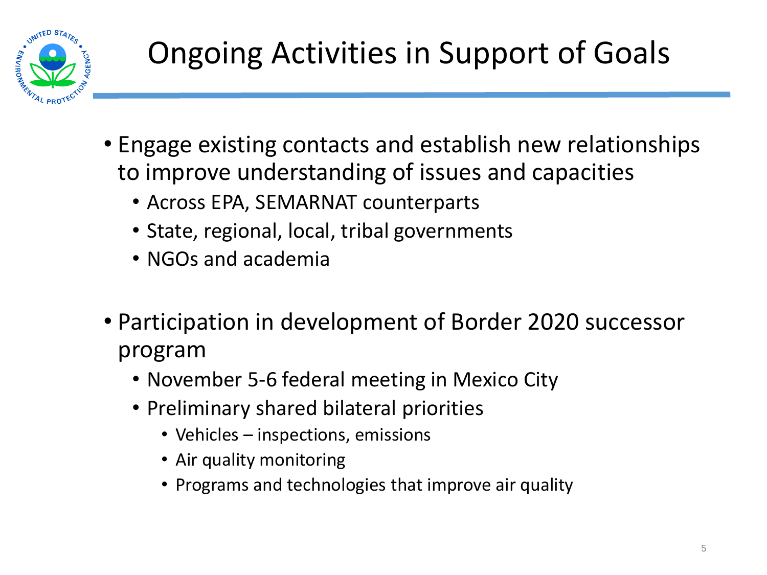# Ongoing Activities in Support of Goals

- Engage existing contacts and establish new relationships to improve understanding of issues and capacities
  - Across EPA, SEMARNAT counterparts
  - State, regional, local, tribal governments
  - NGOs and academia

- Participation in development of Border 2020 successor program
  - November 5-6 federal meeting in Mexico City
  - Preliminary shared bilateral priorities
    - Vehicles – inspections, emissions
    - Air quality monitoring
    - Programs and technologies that improve air quality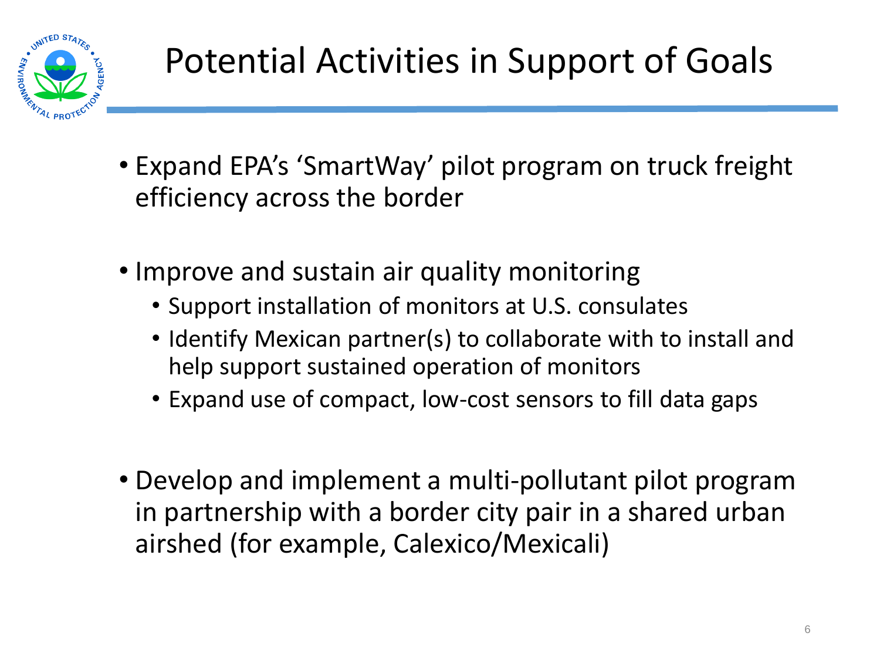# Potential Activities in Support of Goals

- Expand EPA's 'SmartWay' pilot program on truck freight efficiency across the border

- Improve and sustain air quality monitoring
  - Support installation of monitors at U.S. consulates
  - Identify Mexican partner(s) to collaborate with to install and help support sustained operation of monitors
  - Expand use of compact, low-cost sensors to fill data gaps

- Develop and implement a multi-pollutant pilot program in partnership with a border city pair in a shared urban airshed (for example, Calexico/Mexicali)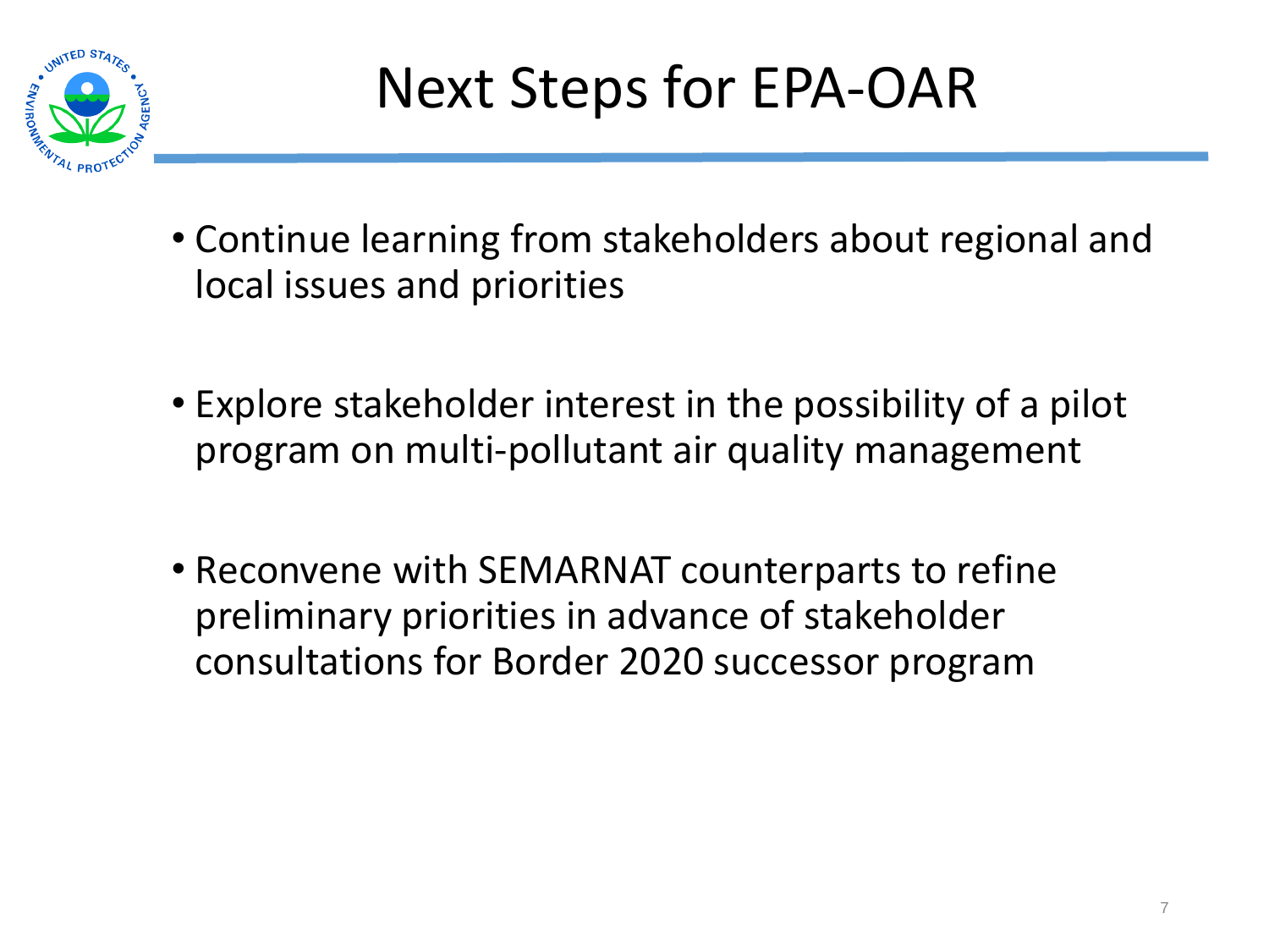# Next Steps for EPA-OAR

- Continue learning from stakeholders about regional and local issues and priorities

- Explore stakeholder interest in the possibility of a pilot program on multi-pollutant air quality management

- Reconvene with SEMARNAT counterparts to refine preliminary priorities in advance of stakeholder consultations for Border 2020 successor program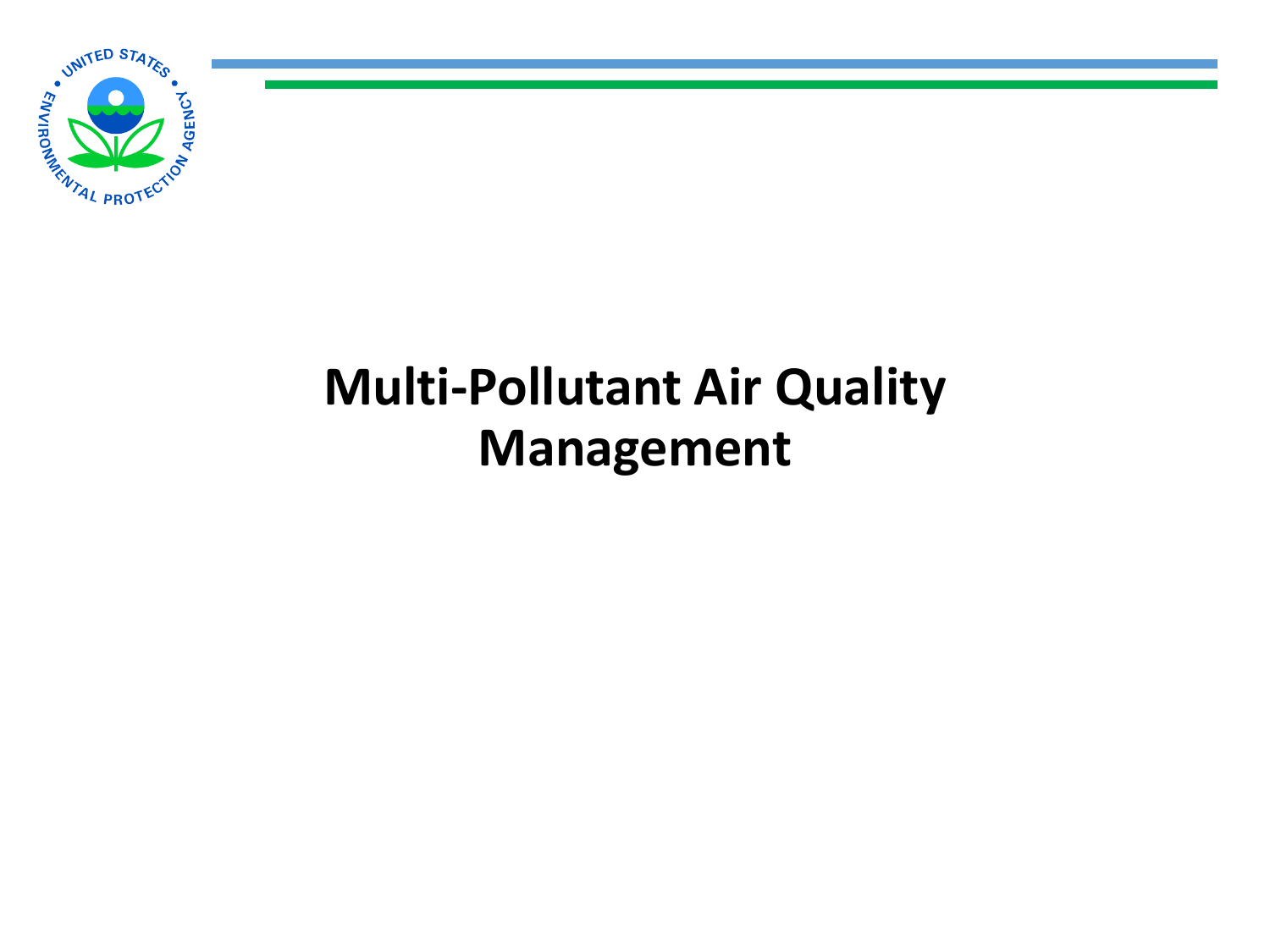# Multi-Pollutant Air Quality Management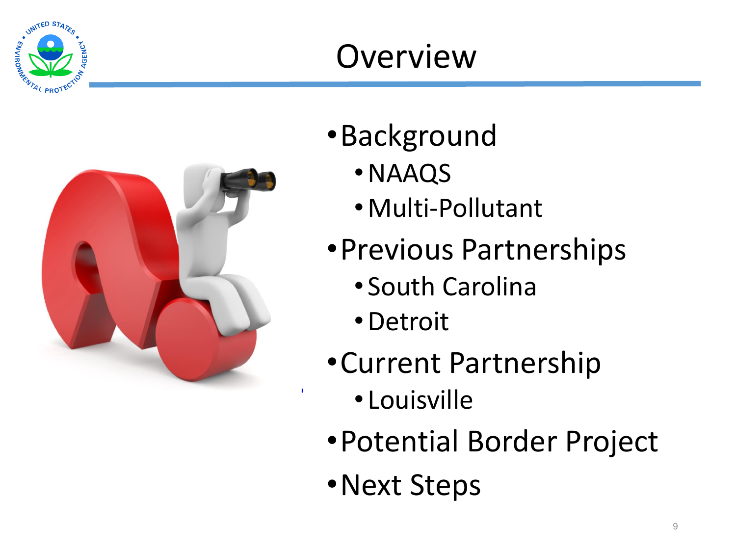# Overview

- Background
  - NAAQS
  - Multi-Pollutant
- Previous Partnerships
  - South Carolina
  - Detroit
- Current Partnership
  - Louisville
- Potential Border Project
- Next Steps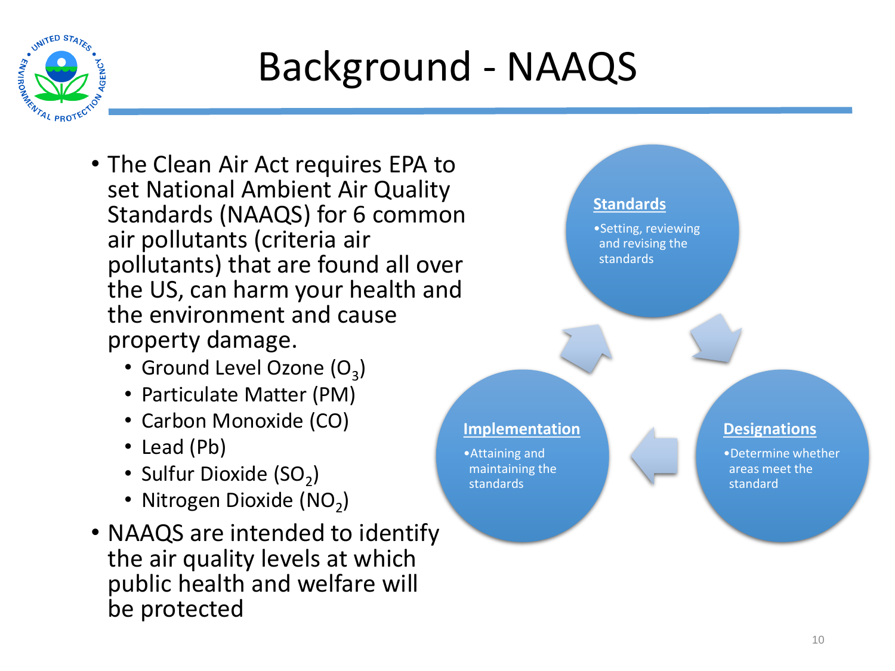# Background - NAAQS

- The Clean Air Act requires EPA to set National Ambient Air Quality Standards (NAAQS) for 6 common air pollutants (criteria air pollutants) that are found all over the US, can harm your health and the environment and cause property damage.
  - Ground Level Ozone ($O_3$)
  - Particulate Matter (PM)
  - Carbon Monoxide (CO)
  - Lead (Pb)
  - Sulfur Dioxide ($SO_2$)
  - Nitrogen Dioxide ($NO_2$)
- NAAQS are intended to identify the air quality levels at which public health and welfare will be protected

**Standards**

- Setting, reviewing and revising the standards

**Designations**

- Determine whether areas meet the standard

**Implementation**

- Attaining and maintaining the standards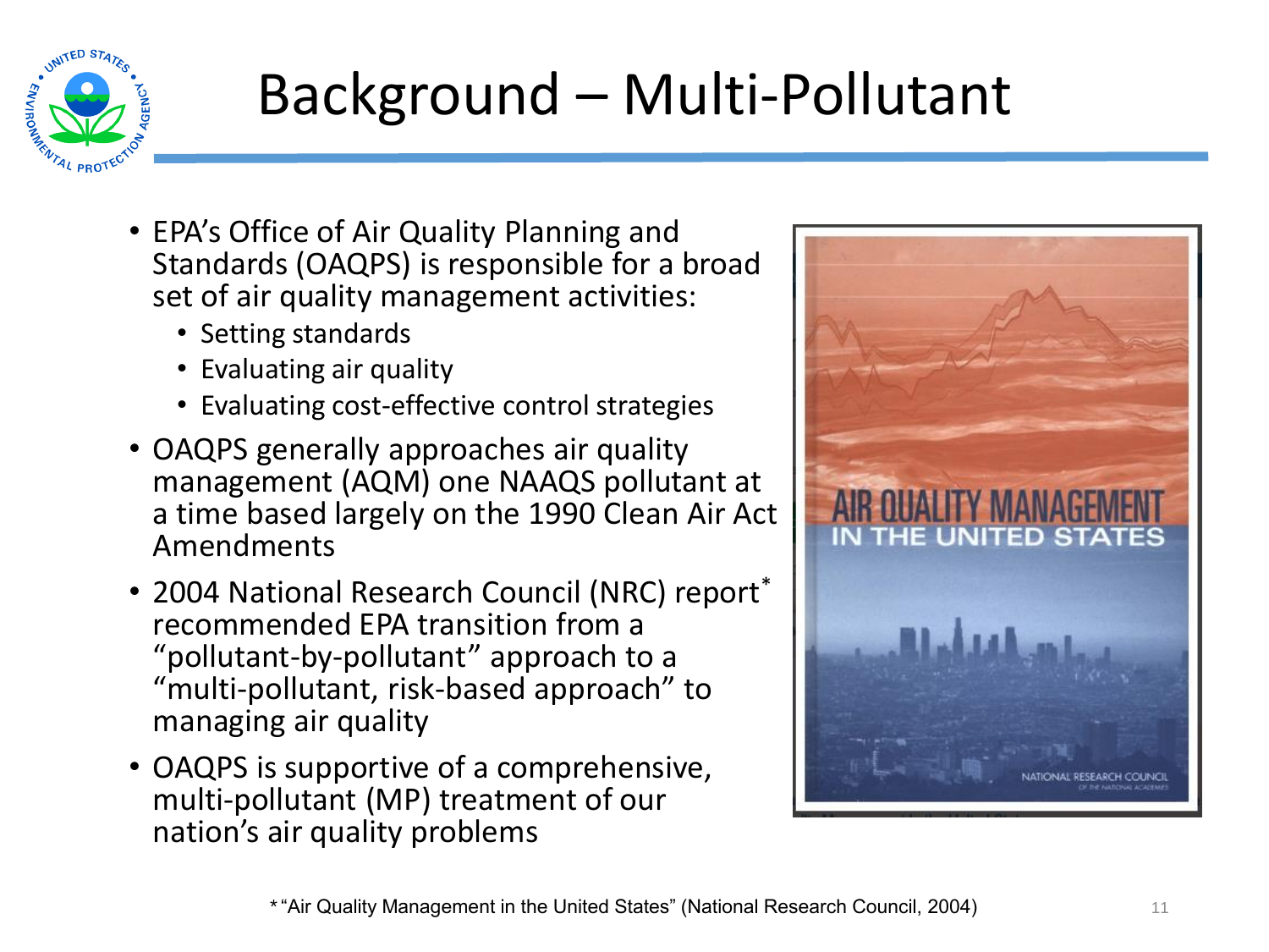# Background – Multi-Pollutant

- EPA's Office of Air Quality Planning and Standards (OAQPS) is responsible for a broad set of air quality management activities:
  - Setting standards
  - Evaluating air quality
  - Evaluating cost-effective control strategies
- OAQPS generally approaches air quality management (AQM) one NAAQS pollutant at a time based largely on the 1990 Clean Air Act Amendments
- 2004 National Research Council (NRC) report* recommended EPA transition from a "pollutant-by-pollutant" approach to a "multi-pollutant, risk-based approach" to managing air quality
- OAQPS is supportive of a comprehensive, multi-pollutant (MP) treatment of our nation's air quality problems

AIR QUALITY MANAGEMENT IN THE UNITED STATES

NATIONAL RESEARCH COUNCIL OF THE NATIONAL ACADEMIES

* "Air Quality Management in the United States" (National Research Council, 2004)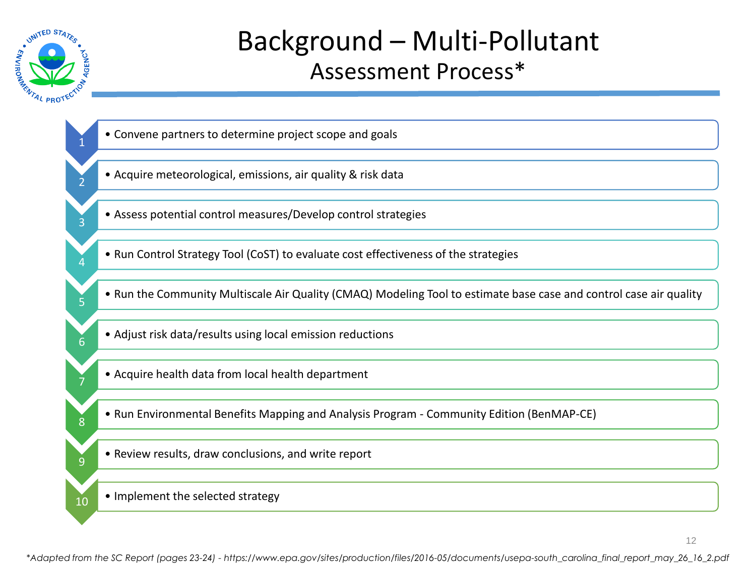# Background – Multi-Pollutant Assessment Process*

1. Convene partners to determine project scope and goals
2. Acquire meteorological, emissions, air quality & risk data
3. Assess potential control measures/Develop control strategies
4. Run Control Strategy Tool (CoST) to evaluate cost effectiveness of the strategies
5. Run the Community Multiscale Air Quality (CMAQ) Modeling Tool to estimate base case and control case air quality
6. Adjust risk data/results using local emission reductions
7. Acquire health data from local health department
8. Run Environmental Benefits Mapping and Analysis Program - Community Edition (BenMAP-CE)
9. Review results, draw conclusions, and write report
10. Implement the selected strategy

*\*Adapted from the SC Report (pages 23-24) - https://www.epa.gov/sites/production/files/2016-05/documents/usepa-south_carolina_final_report_may_26_16_2.pdf*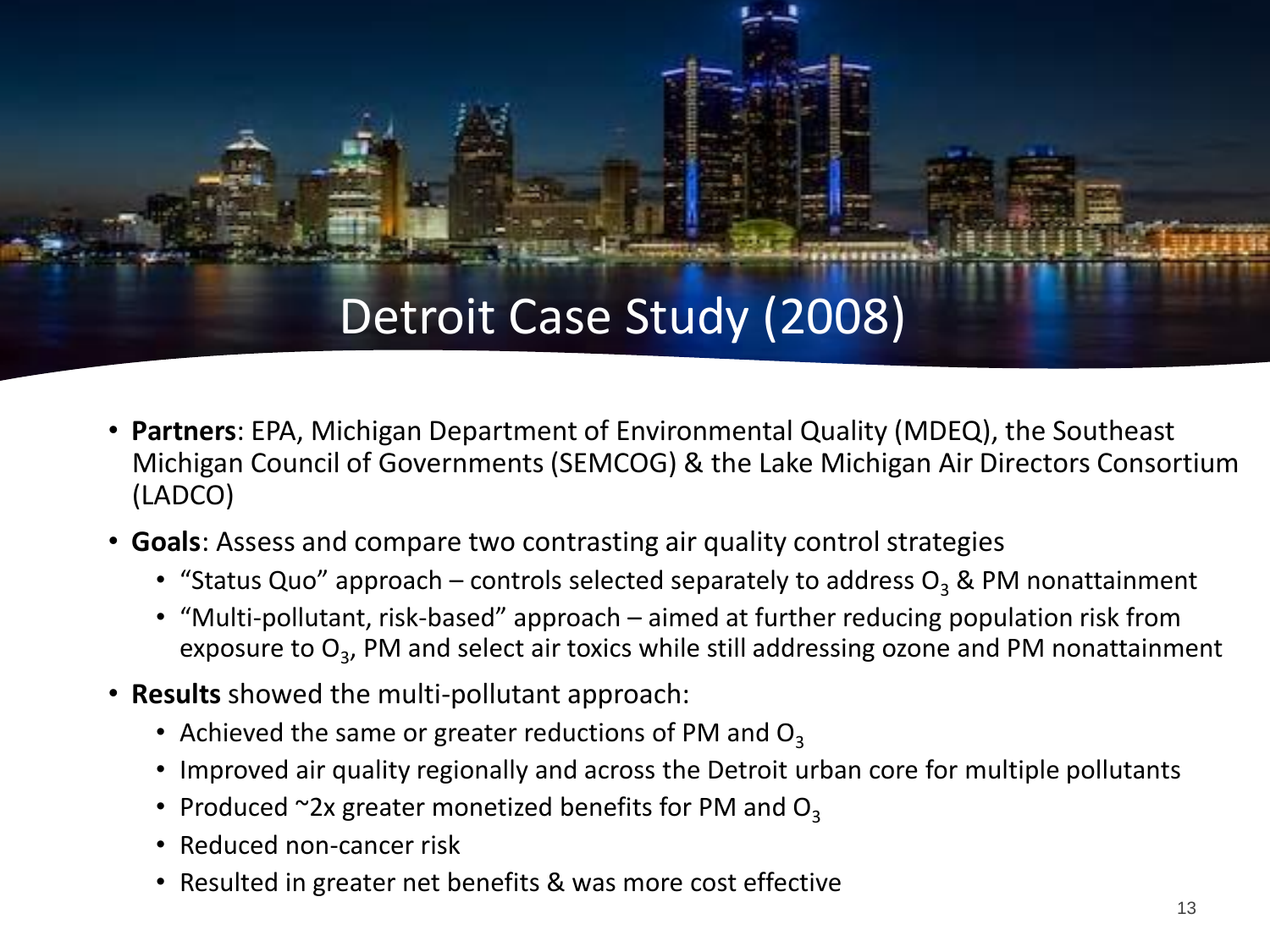# Detroit Case Study (2008)

- **Partners**: EPA, Michigan Department of Environmental Quality (MDEQ), the Southeast Michigan Council of Governments (SEMCOG) & the Lake Michigan Air Directors Consortium (LADCO)
- **Goals**: Assess and compare two contrasting air quality control strategies
  - "Status Quo" approach – controls selected separately to address $O_3$ & PM nonattainment
  - "Multi-pollutant, risk-based" approach – aimed at further reducing population risk from exposure to $O_3$, PM and select air toxics while still addressing ozone and PM nonattainment
- **Results** showed the multi-pollutant approach:
  - Achieved the same or greater reductions of PM and $O_3$
  - Improved air quality regionally and across the Detroit urban core for multiple pollutants
  - Produced ~2x greater monetized benefits for PM and $O_3$
  - Reduced non-cancer risk
  - Resulted in greater net benefits & was more cost effective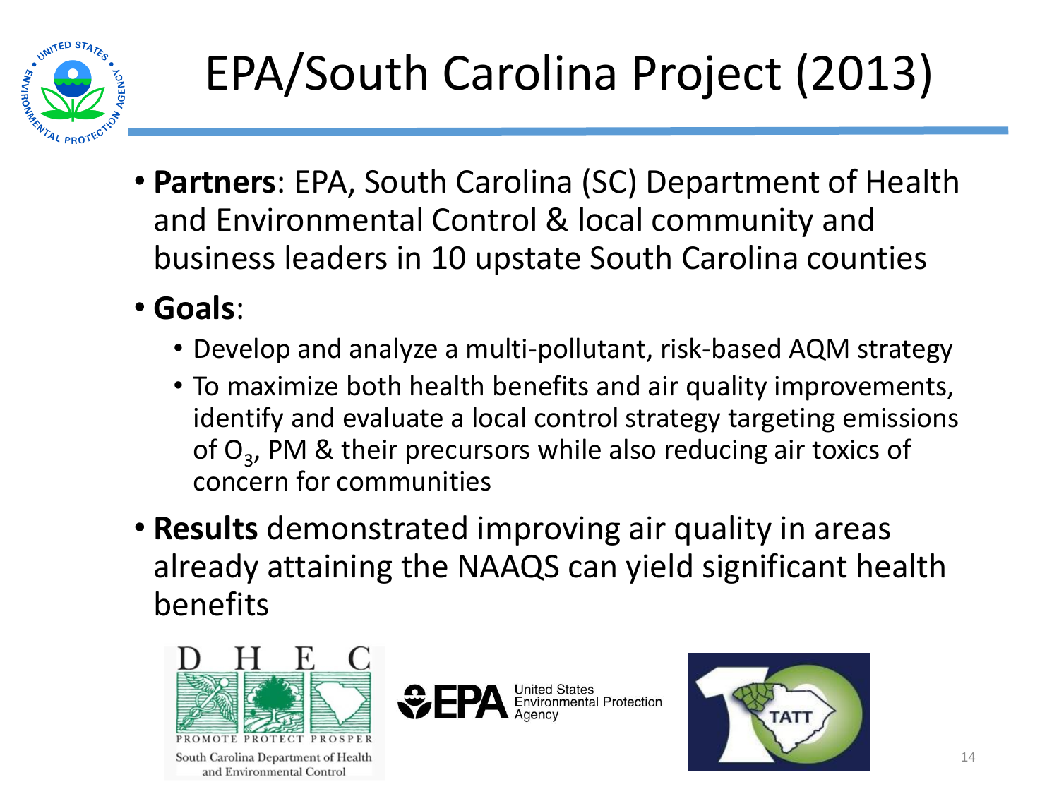# EPA/South Carolina Project (2013)

- **Partners**: EPA, South Carolina (SC) Department of Health and Environmental Control & local community and business leaders in 10 upstate South Carolina counties
- **Goals**:
  - Develop and analyze a multi-pollutant, risk-based AQM strategy
  - To maximize both health benefits and air quality improvements, identify and evaluate a local control strategy targeting emissions of $O_3$, PM & their precursors while also reducing air toxics of concern for communities
- **Results** demonstrated improving air quality in areas already attaining the NAAQS can yield significant health benefits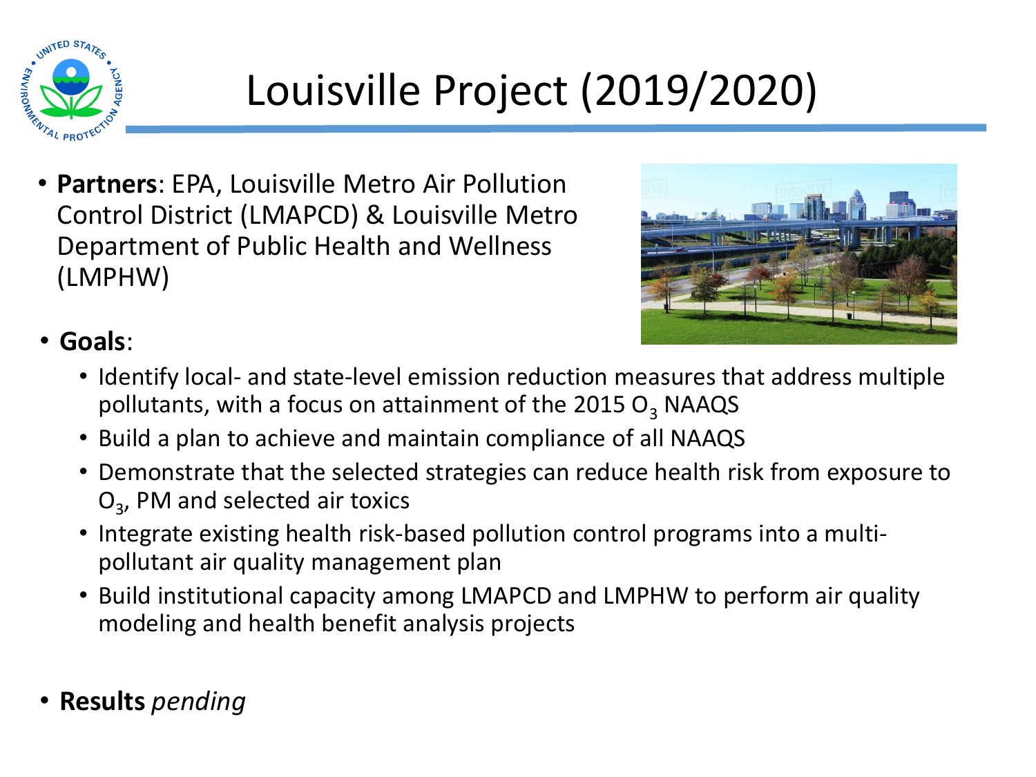# Louisville Project (2019/2020)

- **Partners**: EPA, Louisville Metro Air Pollution Control District (LMAPCD) & Louisville Metro Department of Public Health and Wellness (LMPHW)
- **Goals**:
  - Identify local- and state-level emission reduction measures that address multiple pollutants, with a focus on attainment of the 2015 $O_3$ NAAQS
  - Build a plan to achieve and maintain compliance of all NAAQS
  - Demonstrate that the selected strategies can reduce health risk from exposure to $O_3$, PM and selected air toxics
  - Integrate existing health risk-based pollution control programs into a multi-pollutant air quality management plan
  - Build institutional capacity among LMAPCD and LMPHW to perform air quality modeling and health benefit analysis projects
- **Results** *pending*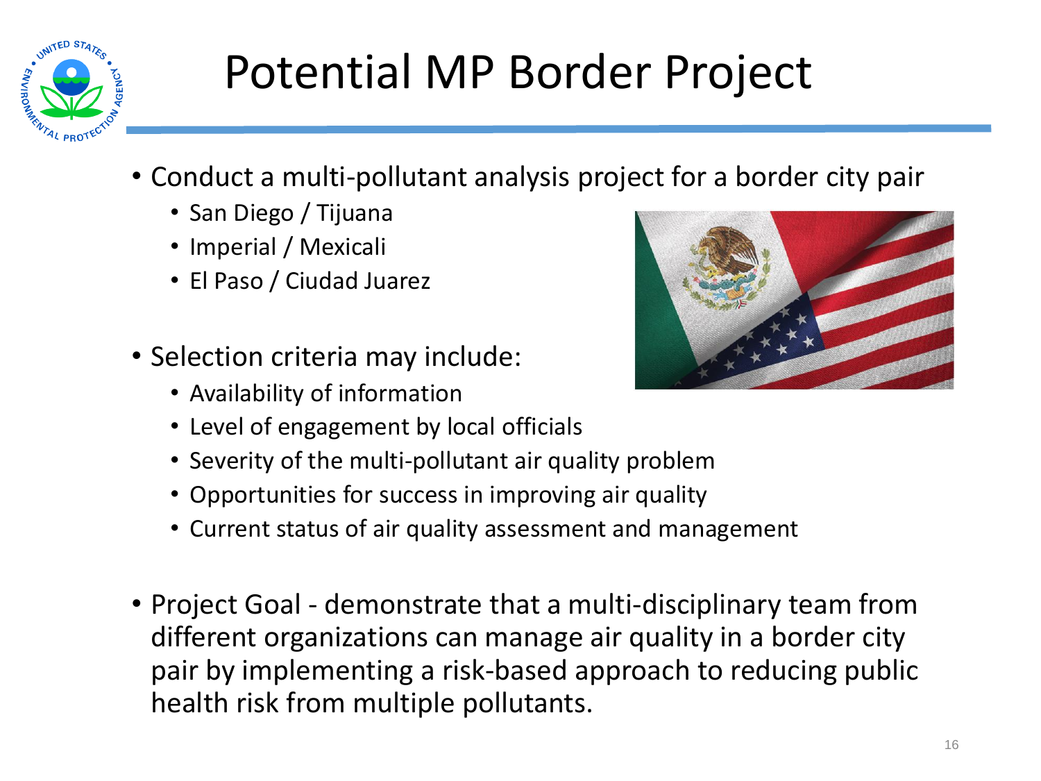# Potential MP Border Project

- Conduct a multi-pollutant analysis project for a border city pair
  - San Diego / Tijuana
  - Imperial / Mexicali
  - El Paso / Ciudad Juarez
- Selection criteria may include:
  - Availability of information
  - Level of engagement by local officials
  - Severity of the multi-pollutant air quality problem
  - Opportunities for success in improving air quality
  - Current status of air quality assessment and management
- Project Goal - demonstrate that a multi-disciplinary team from different organizations can manage air quality in a border city pair by implementing a risk-based approach to reducing public health risk from multiple pollutants.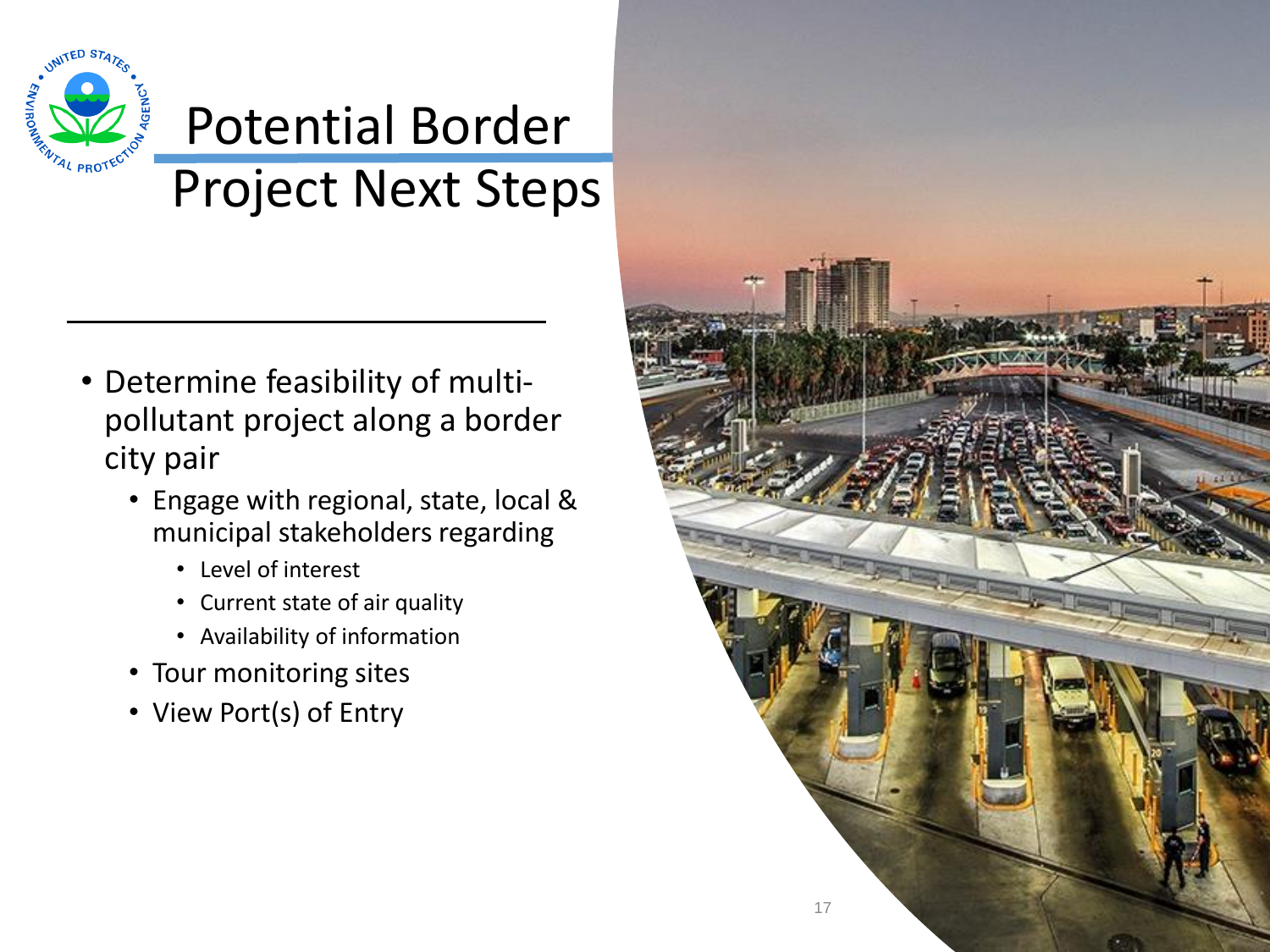# Potential Border Project Next Steps

- Determine feasibility of multi-pollutant project along a border city pair
  - Engage with regional, state, local & municipal stakeholders regarding
    - Level of interest
    - Current state of air quality
    - Availability of information
  - Tour monitoring sites
  - View Port(s) of Entry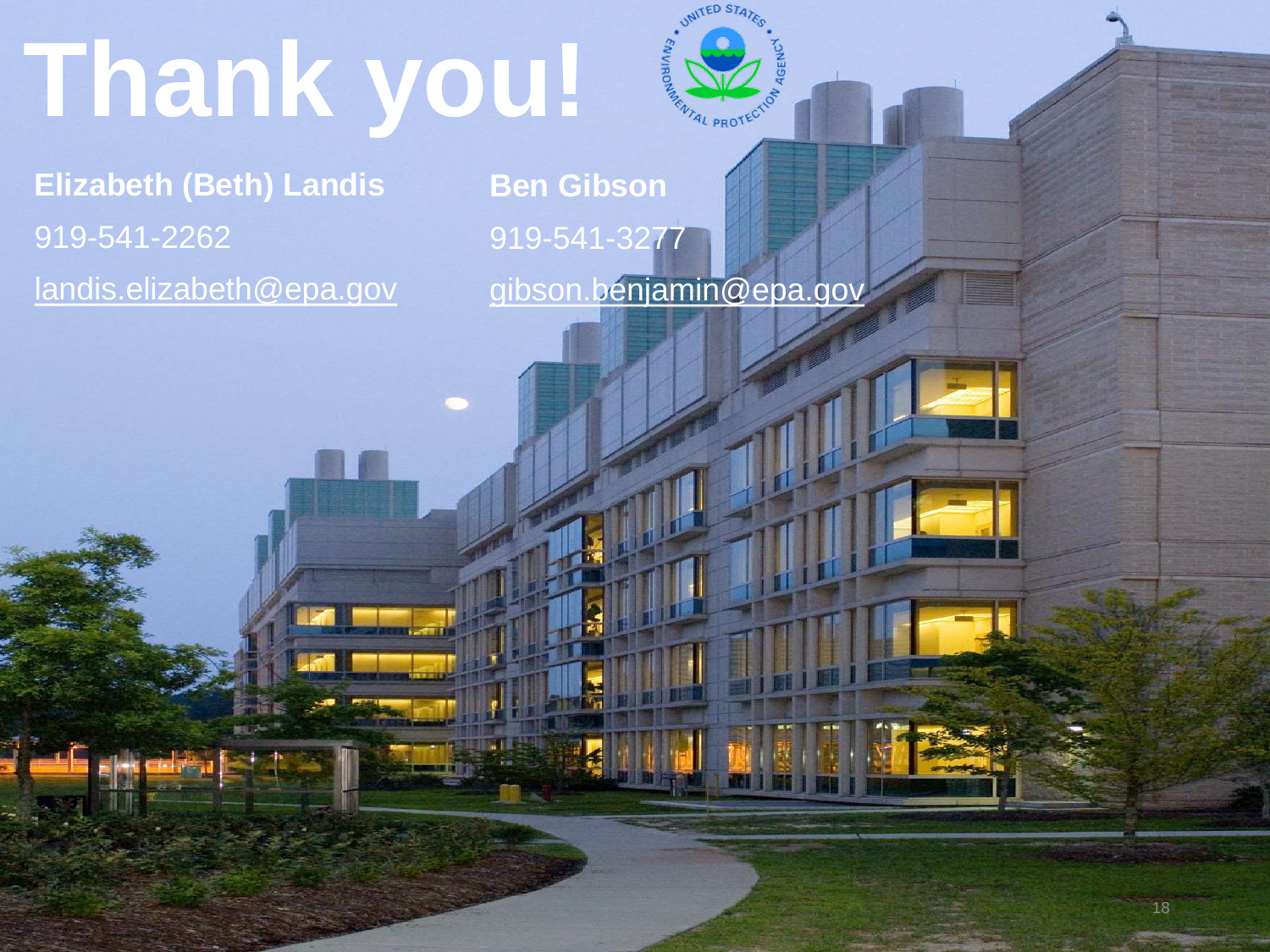# Thank you!

**Elizabeth (Beth) Landis**

919-541-2262

landis.elizabeth@epa.gov

**Ben Gibson**

919-541-3277

gibson.benjamin@epa.gov